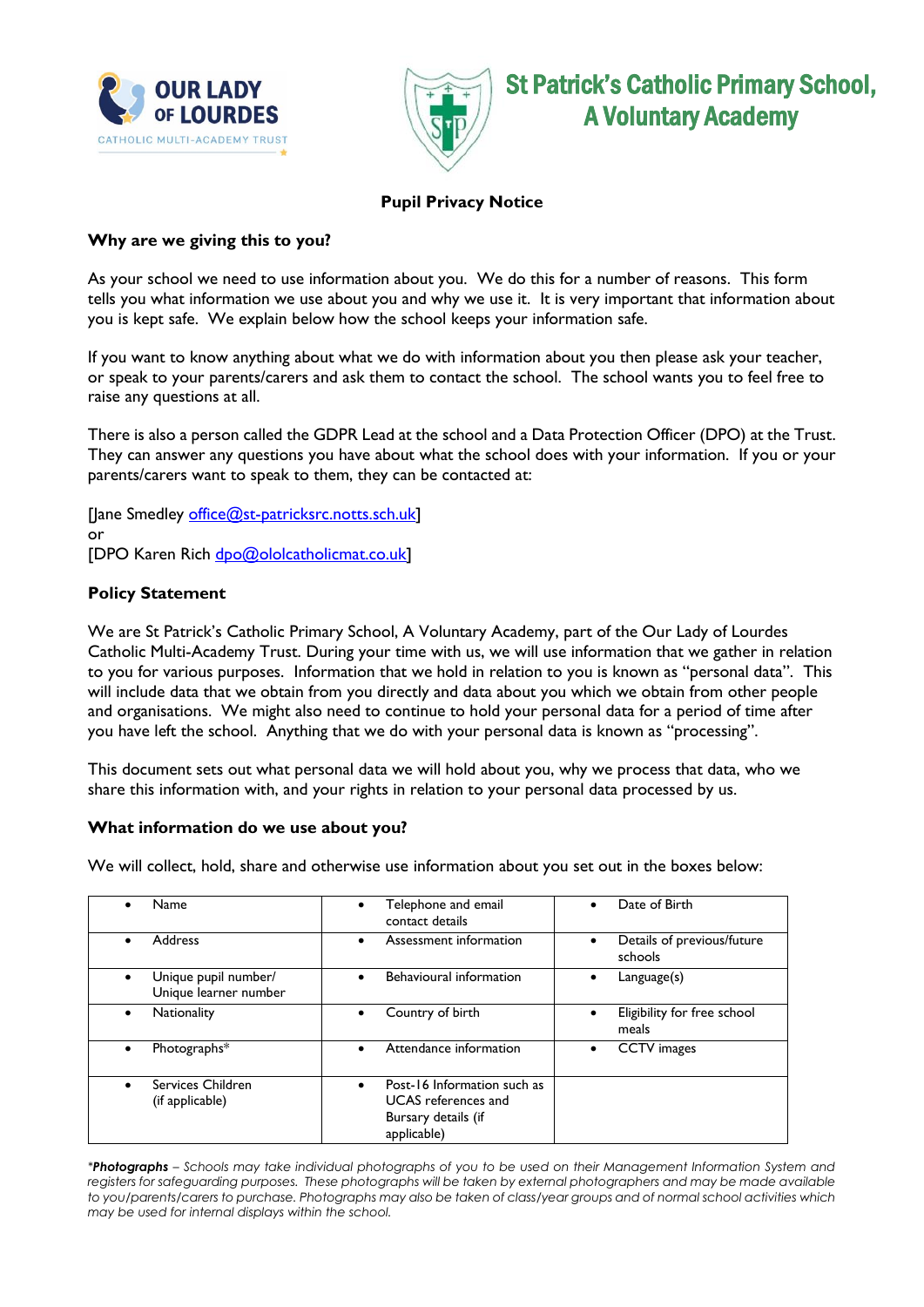OUR LADY OF LOURDES
CATHOLIC MULTI-ACADEMY TRUST

# St Patrick's Catholic Primary School, A Voluntary Academy

## Pupil Privacy Notice

### Why are we giving this to you?

As your school we need to use information about you. We do this for a number of reasons. This form tells you what information we use about you and why we use it. It is very important that information about you is kept safe. We explain below how the school keeps your information safe.

If you want to know anything about what we do with information about you then please ask your teacher, or speak to your parents/carers and ask them to contact the school. The school wants you to feel free to raise any questions at all.

There is also a person called the GDPR Lead at the school and a Data Protection Officer (DPO) at the Trust. They can answer any questions you have about what the school does with your information. If you or your parents/carers want to speak to them, they can be contacted at:

[Jane Smedley office@st-patricksrc.notts.sch.uk]
or
[DPO Karen Rich dpo@ololcatholicmat.co.uk]

### Policy Statement

We are St Patrick's Catholic Primary School, A Voluntary Academy, part of the Our Lady of Lourdes Catholic Multi-Academy Trust. During your time with us, we will use information that we gather in relation to you for various purposes. Information that we hold in relation to you is known as "personal data". This will include data that we obtain from you directly and data about you which we obtain from other people and organisations. We might also need to continue to hold your personal data for a period of time after you have left the school. Anything that we do with your personal data is known as "processing".

This document sets out what personal data we will hold about you, why we process that data, who we share this information with, and your rights in relation to your personal data processed by us.

### What information do we use about you?

We will collect, hold, share and otherwise use information about you set out in the boxes below:

| | | |
|---|---|---|
| • Name | • Telephone and email contact details | • Date of Birth |
| • Address | • Assessment information | • Details of previous/future schools |
| • Unique pupil number/ Unique learner number | • Behavioural information | • Language(s) |
| • Nationality | • Country of birth | • Eligibility for free school meals |
| • Photographs* | • Attendance information | • CCTV images |
| • Services Children (if applicable) | • Post-16 Information such as UCAS references and Bursary details (if applicable) | |

*\*Photographs – Schools may take individual photographs of you to be used on their Management Information System and registers for safeguarding purposes. These photographs will be taken by external photographers and may be made available to you/parents/carers to purchase. Photographs may also be taken of class/year groups and of normal school activities which may be used for internal displays within the school.*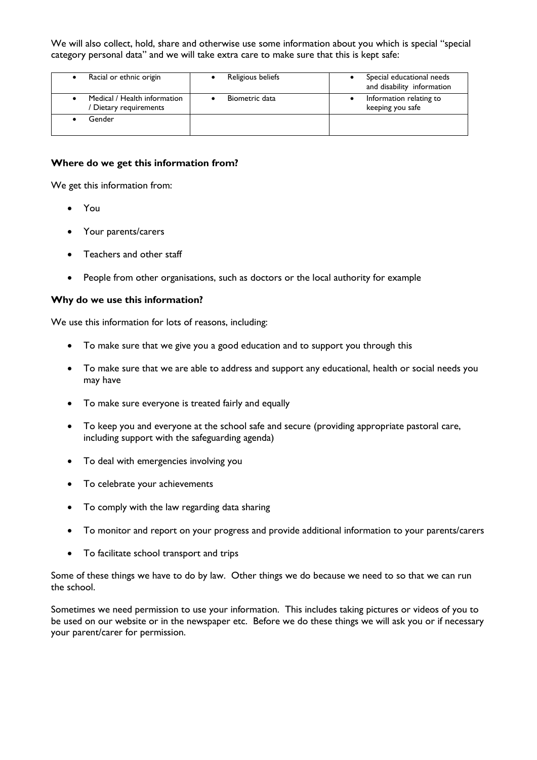We will also collect, hold, share and otherwise use some information about you which is special "special category personal data" and we will take extra care to make sure that this is kept safe:

| | | |
|---|---|---|
| • Racial or ethnic origin | • Religious beliefs | • Special educational needs and disability information |
| • Medical / Health information / Dietary requirements | • Biometric data | • Information relating to keeping you safe |
| • Gender | | |

**Where do we get this information from?**

We get this information from:

- You
- Your parents/carers
- Teachers and other staff
- People from other organisations, such as doctors or the local authority for example

**Why do we use this information?**

We use this information for lots of reasons, including:

- To make sure that we give you a good education and to support you through this
- To make sure that we are able to address and support any educational, health or social needs you may have
- To make sure everyone is treated fairly and equally
- To keep you and everyone at the school safe and secure (providing appropriate pastoral care, including support with the safeguarding agenda)
- To deal with emergencies involving you
- To celebrate your achievements
- To comply with the law regarding data sharing
- To monitor and report on your progress and provide additional information to your parents/carers
- To facilitate school transport and trips

Some of these things we have to do by law. Other things we do because we need to so that we can run the school.

Sometimes we need permission to use your information. This includes taking pictures or videos of you to be used on our website or in the newspaper etc. Before we do these things we will ask you or if necessary your parent/carer for permission.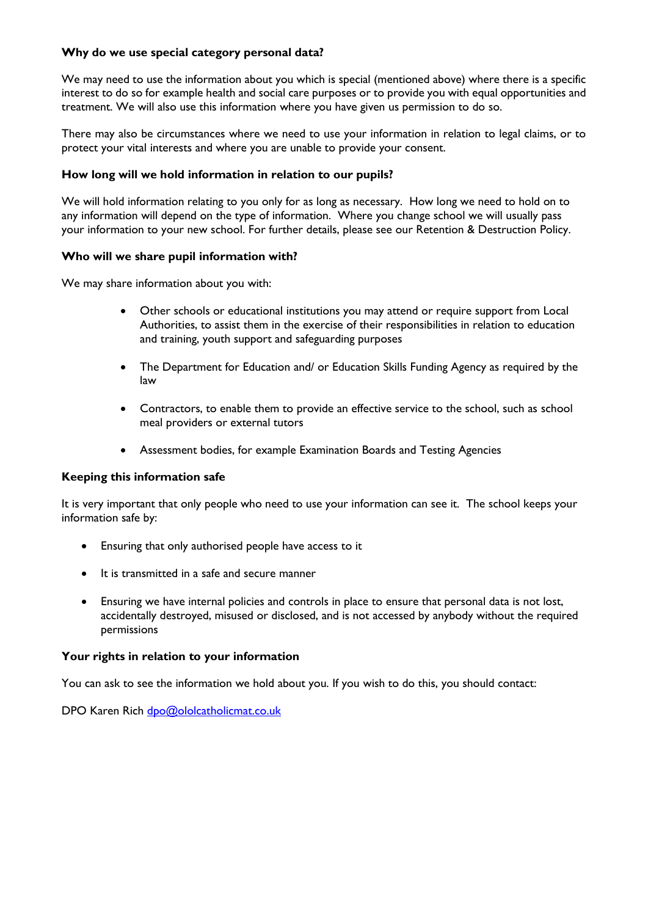### Why do we use special category personal data?

We may need to use the information about you which is special (mentioned above) where there is a specific interest to do so for example health and social care purposes or to provide you with equal opportunities and treatment. We will also use this information where you have given us permission to do so.

There may also be circumstances where we need to use your information in relation to legal claims, or to protect your vital interests and where you are unable to provide your consent.

### How long will we hold information in relation to our pupils?

We will hold information relating to you only for as long as necessary. How long we need to hold on to any information will depend on the type of information. Where you change school we will usually pass your information to your new school. For further details, please see our Retention & Destruction Policy.

### Who will we share pupil information with?

We may share information about you with:

- Other schools or educational institutions you may attend or require support from Local Authorities, to assist them in the exercise of their responsibilities in relation to education and training, youth support and safeguarding purposes
- The Department for Education and/ or Education Skills Funding Agency as required by the law
- Contractors, to enable them to provide an effective service to the school, such as school meal providers or external tutors
- Assessment bodies, for example Examination Boards and Testing Agencies

### Keeping this information safe

It is very important that only people who need to use your information can see it. The school keeps your information safe by:

- Ensuring that only authorised people have access to it
- It is transmitted in a safe and secure manner
- Ensuring we have internal policies and controls in place to ensure that personal data is not lost, accidentally destroyed, misused or disclosed, and is not accessed by anybody without the required permissions

### Your rights in relation to your information

You can ask to see the information we hold about you. If you wish to do this, you should contact:

DPO Karen Rich dpo@ololcatholicmat.co.uk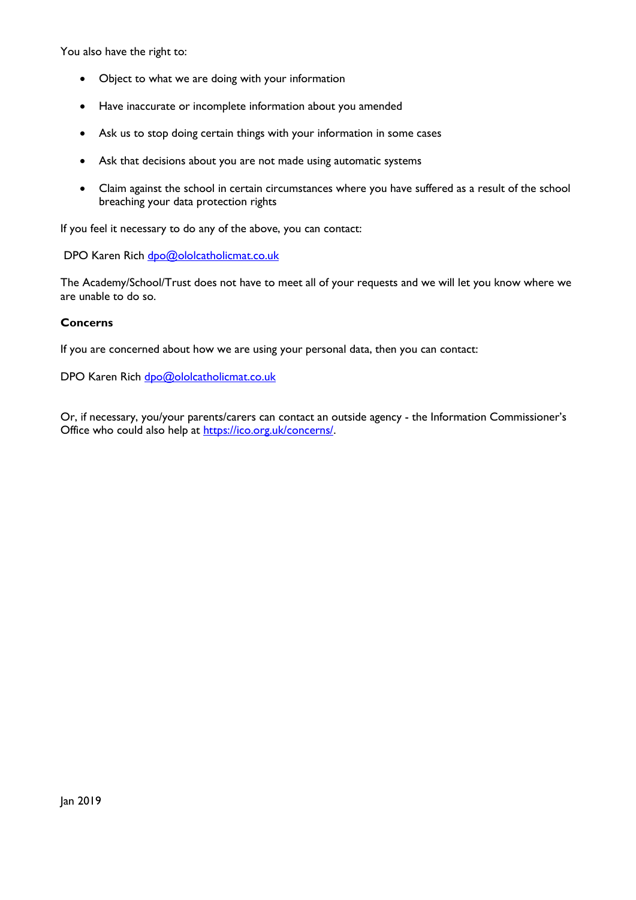You also have the right to:

- Object to what we are doing with your information
- Have inaccurate or incomplete information about you amended
- Ask us to stop doing certain things with your information in some cases
- Ask that decisions about you are not made using automatic systems
- Claim against the school in certain circumstances where you have suffered as a result of the school breaching your data protection rights

If you feel it necessary to do any of the above, you can contact:

DPO Karen Rich dpo@ololcatholicmat.co.uk

The Academy/School/Trust does not have to meet all of your requests and we will let you know where we are unable to do so.

**Concerns**

If you are concerned about how we are using your personal data, then you can contact:

DPO Karen Rich dpo@ololcatholicmat.co.uk

Or, if necessary, you/your parents/carers can contact an outside agency - the Information Commissioner's Office who could also help at https://ico.org.uk/concerns/.

Jan 2019